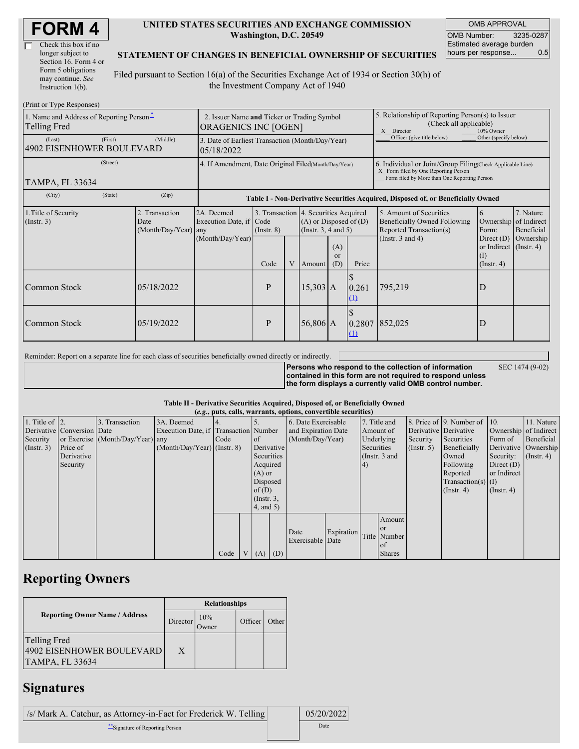# FORM 4

☐ Check this box if no longer subject to Section 16. Form 4 or Form 5 obligations may continue. *See* Instruction 1(b).

**UNITED STATES SECURITIES AND EXCHANGE COMMISSION**
**Washington, D.C. 20549**

**STATEMENT OF CHANGES IN BENEFICIAL OWNERSHIP OF SECURITIES**

Filed pursuant to Section 16(a) of the Securities Exchange Act of 1934 or Section 30(h) of the Investment Company Act of 1940

| OMB APPROVAL | |
|---|---|
| OMB Number: | 3235-0287 |
| Estimated average burden hours per response... | 0.5 |

(Print or Type Responses)

| 1. Name and Address of Reporting Person* | 2. Issuer Name and Ticker or Trading Symbol | 5. Relationship of Reporting Person(s) to Issuer (Check all applicable) |
|---|---|---|
| Telling Fred | ORAGENICS INC [OGEN] | _X_ Director ___ 10% Owner ___ Officer (give title below) ___ Other (specify below) |
| (Last) (First) (Middle) 4902 EISENHOWER BOULEVARD | 3. Date of Earliest Transaction (Month/Day/Year) 05/18/2022 | |
| (Street) TAMPA, FL 33634 | 4. If Amendment, Date Original Filed(Month/Day/Year) | 6. Individual or Joint/Group Filing(Check Applicable Line) _X_ Form filed by One Reporting Person ___ Form filed by More than One Reporting Person |
| (City) (State) (Zip) | | |

**Table I - Non-Derivative Securities Acquired, Disposed of, or Beneficially Owned**

| 1.Title of Security (Instr. 3) | 2. Transaction Date (Month/Day/Year) | 2A. Deemed Execution Date, if any (Month/Day/Year) | 3. Transaction Code (Instr. 8) | | 4. Securities Acquired (A) or Disposed of (D) (Instr. 3, 4 and 5) | | | 5. Amount of Securities Beneficially Owned Following Reported Transaction(s) (Instr. 3 and 4) | 6. Ownership Form: Direct (D) or Indirect (I) (Instr. 4) | 7. Nature of Indirect Beneficial Ownership (Instr. 4) |
|---|---|---|---|---|---|---|---|---|---|---|
| | | | Code | V | Amount | (A) or (D) | Price | | | |
| Common Stock | 05/18/2022 | | P | | 15,303 | A | $ 0.261 (1) | 795,219 | D | |
| Common Stock | 05/19/2022 | | P | | 56,806 | A | $ 0.2807 (1) | 852,025 | D | |

Reminder: Report on a separate line for each class of securities beneficially owned directly or indirectly.

**Persons who respond to the collection of information contained in this form are not required to respond unless the form displays a currently valid OMB control number.** SEC 1474 (9-02)

**Table II - Derivative Securities Acquired, Disposed of, or Beneficially Owned**
**(*e.g.*, puts, calls, warrants, options, convertible securities)**

| 1. Title of Derivative Security (Instr. 3) | 2. Conversion or Exercise Price of Derivative Security | 3. Transaction Date (Month/Day/Year) | 3A. Deemed Execution Date, if any (Month/Day/Year) | 4. Transaction Code (Instr. 8) | | 5. Number of Derivative Securities Acquired (A) or Disposed of (D) (Instr. 3, 4, and 5) | | 6. Date Exercisable and Expiration Date (Month/Day/Year) | | 7. Title and Amount of Underlying Securities (Instr. 3 and 4) | | 8. Price of Derivative Security (Instr. 5) | 9. Number of Derivative Securities Beneficially Owned Following Reported Transaction(s) (Instr. 4) | 10. Ownership Form of Derivative Security: Direct (D) or Indirect (I) (Instr. 4) | 11. Nature of Indirect Beneficial Ownership (Instr. 4) |
|---|---|---|---|---|---|---|---|---|---|---|---|---|---|---|---|
| | | | | Code | V | (A) | (D) | Date Exercisable | Expiration Date | Title | Amount or Number of Shares | | | | |

## Reporting Owners

| Reporting Owner Name / Address | Relationships | | | |
|---|---|---|---|---|
| | Director | 10% Owner | Officer | Other |
| Telling Fred 4902 EISENHOWER BOULEVARD TAMPA, FL 33634 | X | | | |

## Signatures

| /s/ Mark A. Catchur, as Attorney-in-Fact for Frederick W. Telling | 05/20/2022 |
|---|---|
| **Signature of Reporting Person | Date |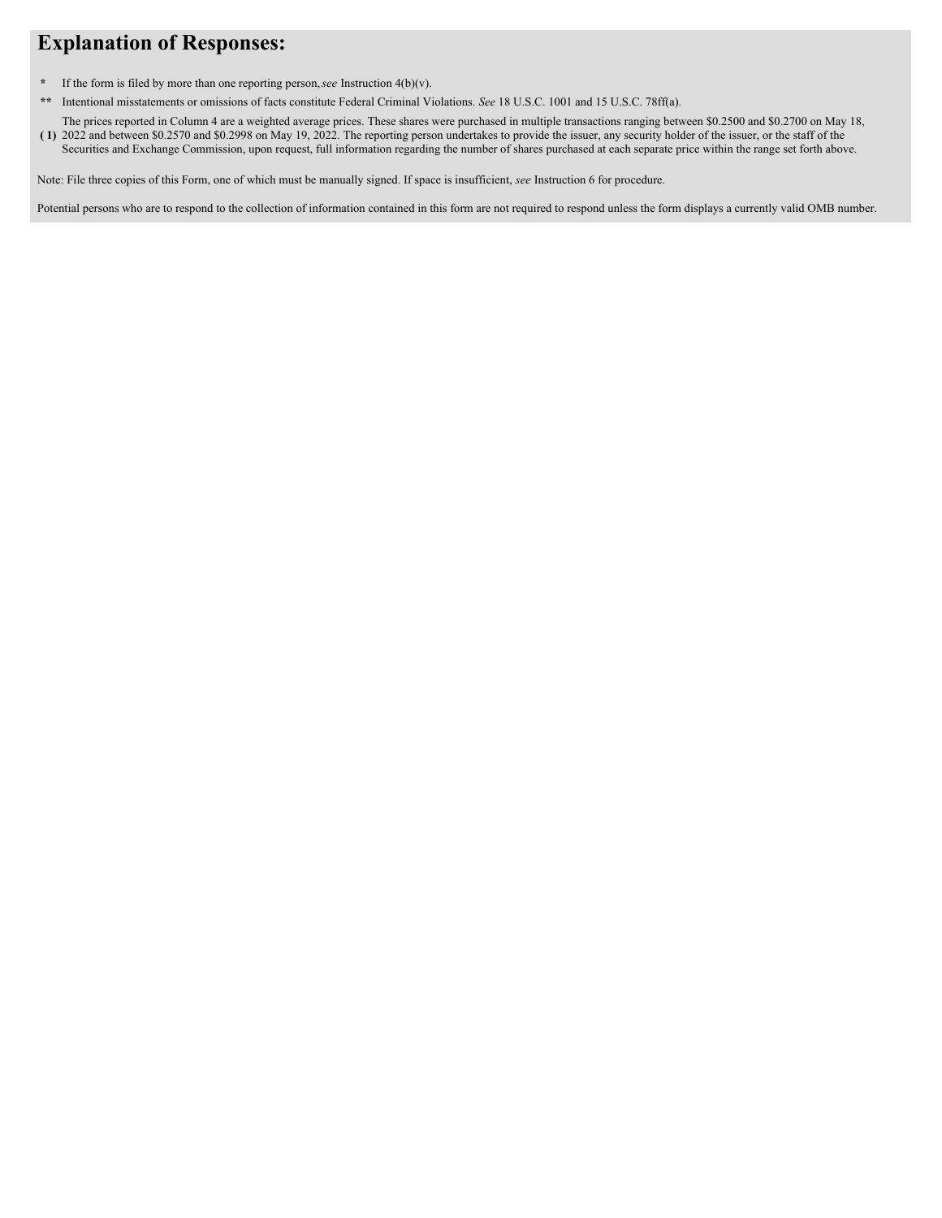# Explanation of Responses:

\* If the form is filed by more than one reporting person, *see* Instruction 4(b)(v).

\*\* Intentional misstatements or omissions of facts constitute Federal Criminal Violations. *See* 18 U.S.C. 1001 and 15 U.S.C. 78ff(a).

( 1) The prices reported in Column 4 are a weighted average prices. These shares were purchased in multiple transactions ranging between $0.2500 and $0.2700 on May 18, 2022 and between $0.2570 and $0.2998 on May 19, 2022. The reporting person undertakes to provide the issuer, any security holder of the issuer, or the staff of the Securities and Exchange Commission, upon request, full information regarding the number of shares purchased at each separate price within the range set forth above.

Note: File three copies of this Form, one of which must be manually signed. If space is insufficient, *see* Instruction 6 for procedure.

Potential persons who are to respond to the collection of information contained in this form are not required to respond unless the form displays a currently valid OMB number.